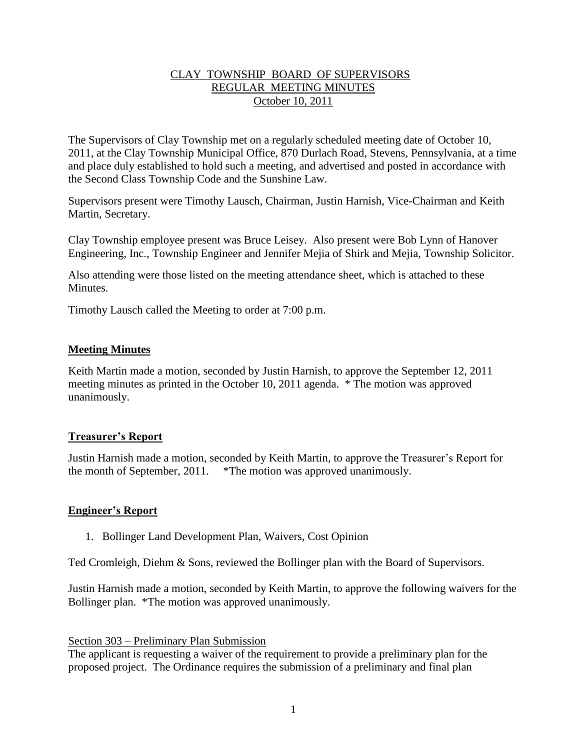# CLAY TOWNSHIP BOARD OF SUPERVISORS
## REGULAR MEETING MINUTES
### October 10, 2011

The Supervisors of Clay Township met on a regularly scheduled meeting date of October 10, 2011, at the Clay Township Municipal Office, 870 Durlach Road, Stevens, Pennsylvania, at a time and place duly established to hold such a meeting, and advertised and posted in accordance with the Second Class Township Code and the Sunshine Law.

Supervisors present were Timothy Lausch, Chairman, Justin Harnish, Vice-Chairman and Keith Martin, Secretary.

Clay Township employee present was Bruce Leisey. Also present were Bob Lynn of Hanover Engineering, Inc., Township Engineer and Jennifer Mejia of Shirk and Mejia, Township Solicitor.

Also attending were those listed on the meeting attendance sheet, which is attached to these Minutes.

Timothy Lausch called the Meeting to order at 7:00 p.m.

## Meeting Minutes

Keith Martin made a motion, seconded by Justin Harnish, to approve the September 12, 2011 meeting minutes as printed in the October 10, 2011 agenda. * The motion was approved unanimously.

## Treasurer's Report

Justin Harnish made a motion, seconded by Keith Martin, to approve the Treasurer's Report for the month of September, 2011. *The motion was approved unanimously.

## Engineer's Report

1. Bollinger Land Development Plan, Waivers, Cost Opinion

Ted Cromleigh, Diehm & Sons, reviewed the Bollinger plan with the Board of Supervisors.

Justin Harnish made a motion, seconded by Keith Martin, to approve the following waivers for the Bollinger plan. *The motion was approved unanimously.

Section 303 – Preliminary Plan Submission

The applicant is requesting a waiver of the requirement to provide a preliminary plan for the proposed project. The Ordinance requires the submission of a preliminary and final plan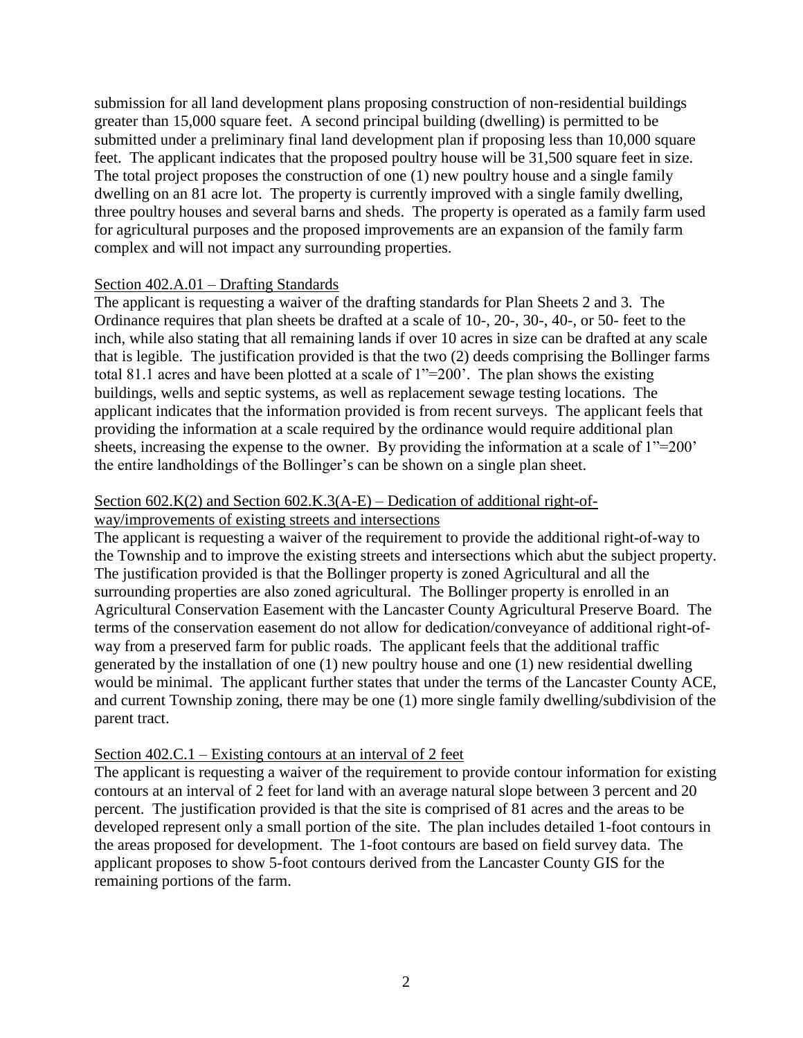submission for all land development plans proposing construction of non-residential buildings greater than 15,000 square feet. A second principal building (dwelling) is permitted to be submitted under a preliminary final land development plan if proposing less than 10,000 square feet. The applicant indicates that the proposed poultry house will be 31,500 square feet in size. The total project proposes the construction of one (1) new poultry house and a single family dwelling on an 81 acre lot. The property is currently improved with a single family dwelling, three poultry houses and several barns and sheds. The property is operated as a family farm used for agricultural purposes and the proposed improvements are an expansion of the family farm complex and will not impact any surrounding properties.

Section 402.A.01 – Drafting Standards

The applicant is requesting a waiver of the drafting standards for Plan Sheets 2 and 3. The Ordinance requires that plan sheets be drafted at a scale of 10-, 20-, 30-, 40-, or 50- feet to the inch, while also stating that all remaining lands if over 10 acres in size can be drafted at any scale that is legible. The justification provided is that the two (2) deeds comprising the Bollinger farms total 81.1 acres and have been plotted at a scale of 1"=200'. The plan shows the existing buildings, wells and septic systems, as well as replacement sewage testing locations. The applicant indicates that the information provided is from recent surveys. The applicant feels that providing the information at a scale required by the ordinance would require additional plan sheets, increasing the expense to the owner. By providing the information at a scale of 1"=200' the entire landholdings of the Bollinger's can be shown on a single plan sheet.

Section 602.K(2) and Section 602.K.3(A-E) – Dedication of additional right-of-way/improvements of existing streets and intersections

The applicant is requesting a waiver of the requirement to provide the additional right-of-way to the Township and to improve the existing streets and intersections which abut the subject property. The justification provided is that the Bollinger property is zoned Agricultural and all the surrounding properties are also zoned agricultural. The Bollinger property is enrolled in an Agricultural Conservation Easement with the Lancaster County Agricultural Preserve Board. The terms of the conservation easement do not allow for dedication/conveyance of additional right-of-way from a preserved farm for public roads. The applicant feels that the additional traffic generated by the installation of one (1) new poultry house and one (1) new residential dwelling would be minimal. The applicant further states that under the terms of the Lancaster County ACE, and current Township zoning, there may be one (1) more single family dwelling/subdivision of the parent tract.

Section 402.C.1 – Existing contours at an interval of 2 feet

The applicant is requesting a waiver of the requirement to provide contour information for existing contours at an interval of 2 feet for land with an average natural slope between 3 percent and 20 percent. The justification provided is that the site is comprised of 81 acres and the areas to be developed represent only a small portion of the site. The plan includes detailed 1-foot contours in the areas proposed for development. The 1-foot contours are based on field survey data. The applicant proposes to show 5-foot contours derived from the Lancaster County GIS for the remaining portions of the farm.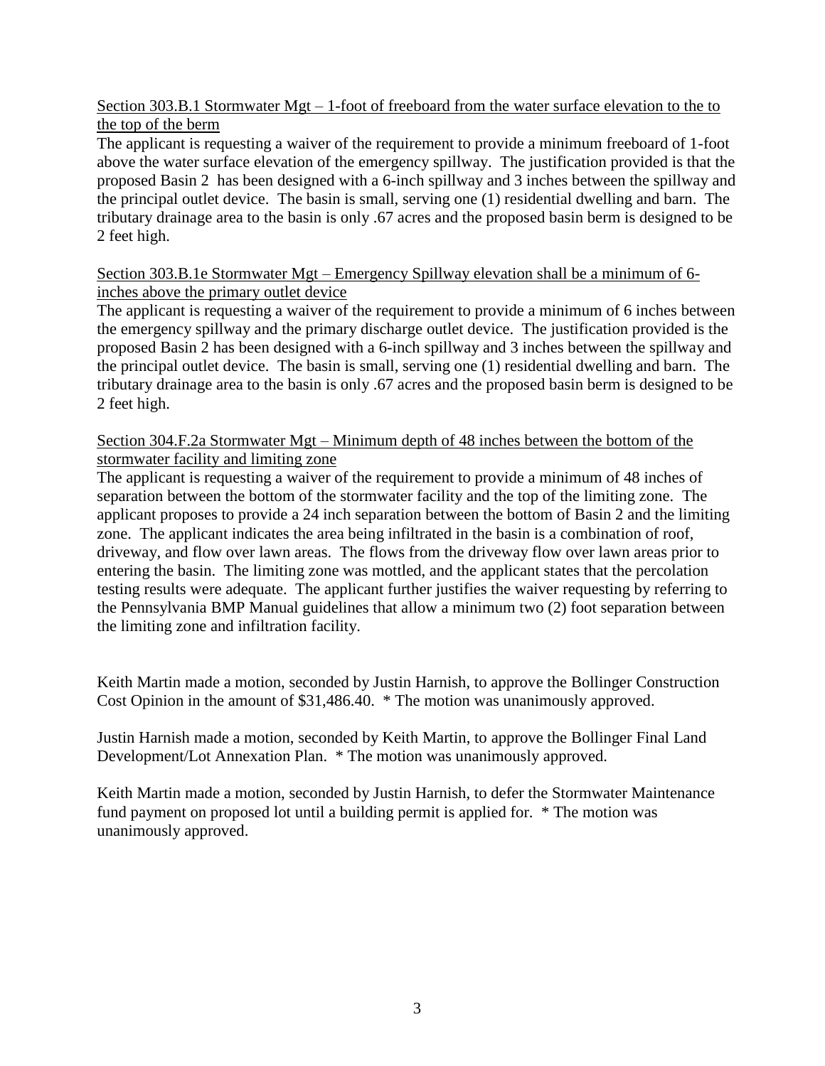Section 303.B.1 Stormwater Mgt – 1-foot of freeboard from the water surface elevation to the to the top of the berm

The applicant is requesting a waiver of the requirement to provide a minimum freeboard of 1-foot above the water surface elevation of the emergency spillway. The justification provided is that the proposed Basin 2 has been designed with a 6-inch spillway and 3 inches between the spillway and the principal outlet device. The basin is small, serving one (1) residential dwelling and barn. The tributary drainage area to the basin is only .67 acres and the proposed basin berm is designed to be 2 feet high.

Section 303.B.1e Stormwater Mgt – Emergency Spillway elevation shall be a minimum of 6-inches above the primary outlet device

The applicant is requesting a waiver of the requirement to provide a minimum of 6 inches between the emergency spillway and the primary discharge outlet device. The justification provided is the proposed Basin 2 has been designed with a 6-inch spillway and 3 inches between the spillway and the principal outlet device. The basin is small, serving one (1) residential dwelling and barn. The tributary drainage area to the basin is only .67 acres and the proposed basin berm is designed to be 2 feet high.

Section 304.F.2a Stormwater Mgt – Minimum depth of 48 inches between the bottom of the stormwater facility and limiting zone

The applicant is requesting a waiver of the requirement to provide a minimum of 48 inches of separation between the bottom of the stormwater facility and the top of the limiting zone. The applicant proposes to provide a 24 inch separation between the bottom of Basin 2 and the limiting zone. The applicant indicates the area being infiltrated in the basin is a combination of roof, driveway, and flow over lawn areas. The flows from the driveway flow over lawn areas prior to entering the basin. The limiting zone was mottled, and the applicant states that the percolation testing results were adequate. The applicant further justifies the waiver requesting by referring to the Pennsylvania BMP Manual guidelines that allow a minimum two (2) foot separation between the limiting zone and infiltration facility.

Keith Martin made a motion, seconded by Justin Harnish, to approve the Bollinger Construction Cost Opinion in the amount of $31,486.40. * The motion was unanimously approved.

Justin Harnish made a motion, seconded by Keith Martin, to approve the Bollinger Final Land Development/Lot Annexation Plan. * The motion was unanimously approved.

Keith Martin made a motion, seconded by Justin Harnish, to defer the Stormwater Maintenance fund payment on proposed lot until a building permit is applied for. * The motion was unanimously approved.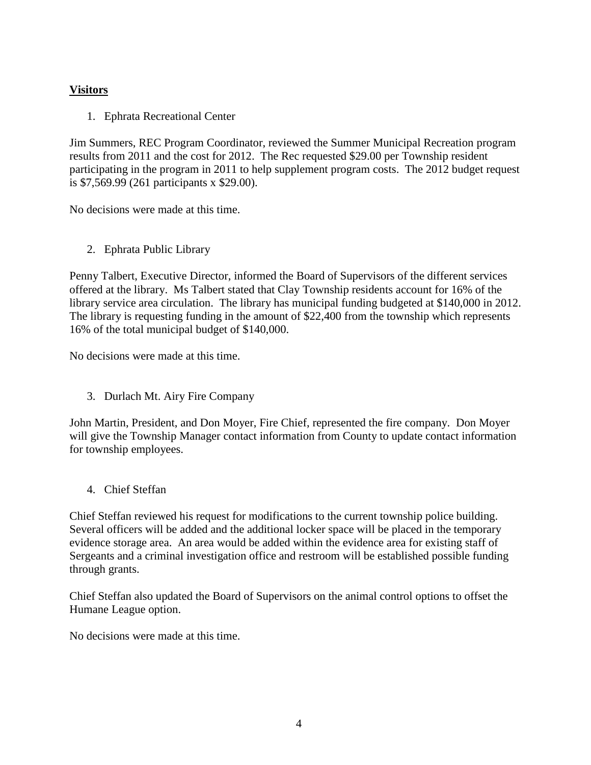**Visitors**

1. Ephrata Recreational Center

Jim Summers, REC Program Coordinator, reviewed the Summer Municipal Recreation program results from 2011 and the cost for 2012. The Rec requested $29.00 per Township resident participating in the program in 2011 to help supplement program costs. The 2012 budget request is $7,569.99 (261 participants x $29.00).

No decisions were made at this time.

2. Ephrata Public Library

Penny Talbert, Executive Director, informed the Board of Supervisors of the different services offered at the library. Ms Talbert stated that Clay Township residents account for 16% of the library service area circulation. The library has municipal funding budgeted at $140,000 in 2012. The library is requesting funding in the amount of $22,400 from the township which represents 16% of the total municipal budget of $140,000.

No decisions were made at this time.

3. Durlach Mt. Airy Fire Company

John Martin, President, and Don Moyer, Fire Chief, represented the fire company. Don Moyer will give the Township Manager contact information from County to update contact information for township employees.

4. Chief Steffan

Chief Steffan reviewed his request for modifications to the current township police building. Several officers will be added and the additional locker space will be placed in the temporary evidence storage area. An area would be added within the evidence area for existing staff of Sergeants and a criminal investigation office and restroom will be established possible funding through grants.

Chief Steffan also updated the Board of Supervisors on the animal control options to offset the Humane League option.

No decisions were made at this time.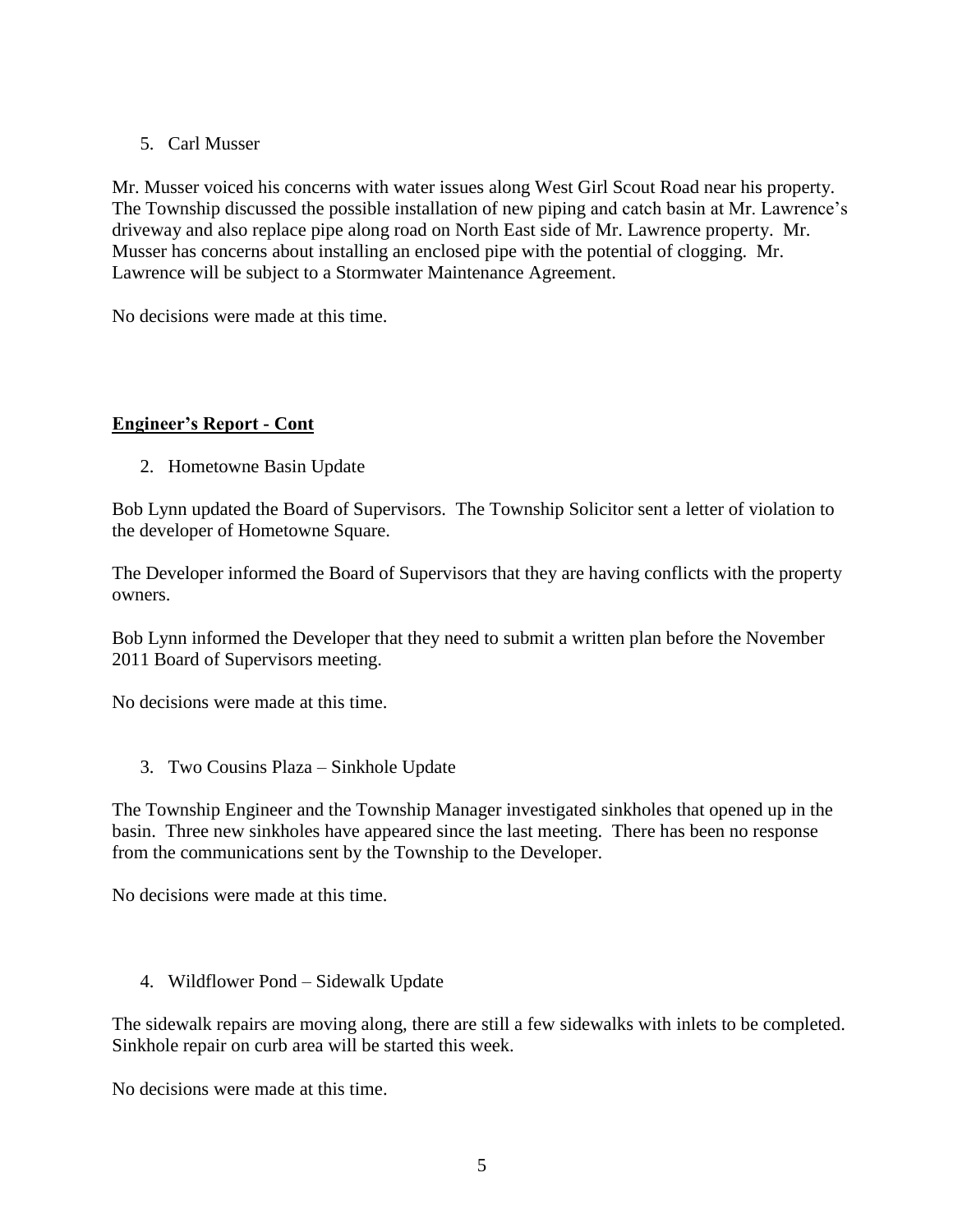5. Carl Musser

Mr. Musser voiced his concerns with water issues along West Girl Scout Road near his property. The Township discussed the possible installation of new piping and catch basin at Mr. Lawrence's driveway and also replace pipe along road on North East side of Mr. Lawrence property. Mr. Musser has concerns about installing an enclosed pipe with the potential of clogging. Mr. Lawrence will be subject to a Stormwater Maintenance Agreement.

No decisions were made at this time.

**Engineer's Report - Cont**

2. Hometowne Basin Update

Bob Lynn updated the Board of Supervisors. The Township Solicitor sent a letter of violation to the developer of Hometowne Square.

The Developer informed the Board of Supervisors that they are having conflicts with the property owners.

Bob Lynn informed the Developer that they need to submit a written plan before the November 2011 Board of Supervisors meeting.

No decisions were made at this time.

3. Two Cousins Plaza – Sinkhole Update

The Township Engineer and the Township Manager investigated sinkholes that opened up in the basin. Three new sinkholes have appeared since the last meeting. There has been no response from the communications sent by the Township to the Developer.

No decisions were made at this time.

4. Wildflower Pond – Sidewalk Update

The sidewalk repairs are moving along, there are still a few sidewalks with inlets to be completed. Sinkhole repair on curb area will be started this week.

No decisions were made at this time.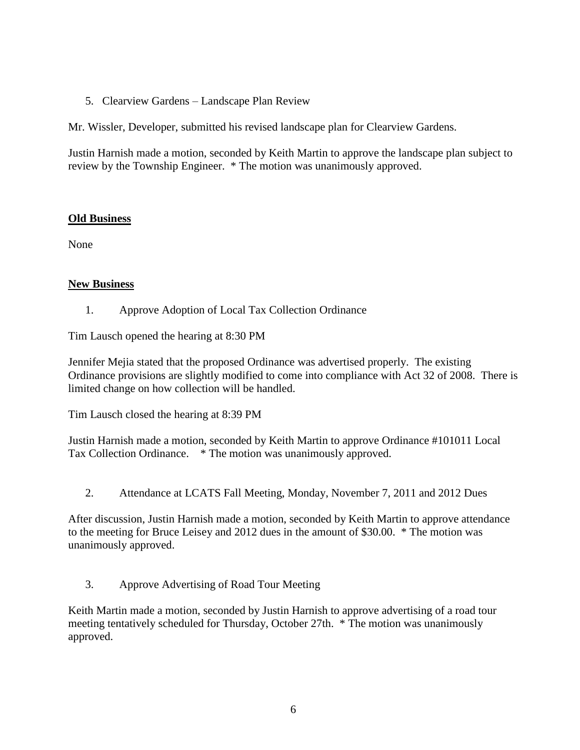5. Clearview Gardens – Landscape Plan Review

Mr. Wissler, Developer, submitted his revised landscape plan for Clearview Gardens.

Justin Harnish made a motion, seconded by Keith Martin to approve the landscape plan subject to review by the Township Engineer. * The motion was unanimously approved.

## **Old Business**

None

## **New Business**

1. Approve Adoption of Local Tax Collection Ordinance

Tim Lausch opened the hearing at 8:30 PM

Jennifer Mejia stated that the proposed Ordinance was advertised properly. The existing Ordinance provisions are slightly modified to come into compliance with Act 32 of 2008. There is limited change on how collection will be handled.

Tim Lausch closed the hearing at 8:39 PM

Justin Harnish made a motion, seconded by Keith Martin to approve Ordinance #101011 Local Tax Collection Ordinance. * The motion was unanimously approved.

2. Attendance at LCATS Fall Meeting, Monday, November 7, 2011 and 2012 Dues

After discussion, Justin Harnish made a motion, seconded by Keith Martin to approve attendance to the meeting for Bruce Leisey and 2012 dues in the amount of $30.00. * The motion was unanimously approved.

3. Approve Advertising of Road Tour Meeting

Keith Martin made a motion, seconded by Justin Harnish to approve advertising of a road tour meeting tentatively scheduled for Thursday, October 27th. * The motion was unanimously approved.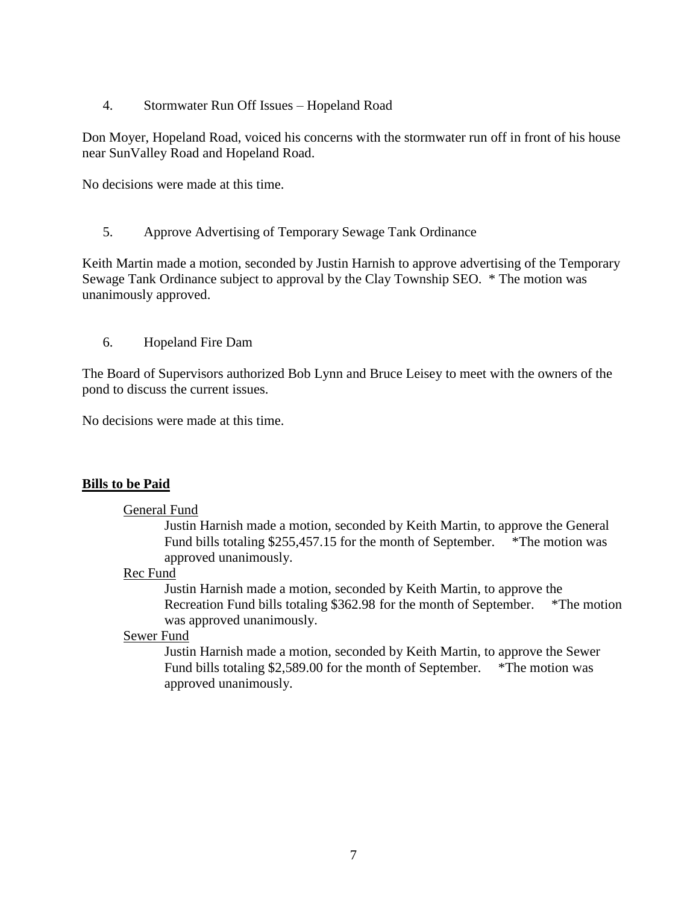4. Stormwater Run Off Issues – Hopeland Road

Don Moyer, Hopeland Road, voiced his concerns with the stormwater run off in front of his house near SunValley Road and Hopeland Road.

No decisions were made at this time.

5. Approve Advertising of Temporary Sewage Tank Ordinance

Keith Martin made a motion, seconded by Justin Harnish to approve advertising of the Temporary Sewage Tank Ordinance subject to approval by the Clay Township SEO. * The motion was unanimously approved.

6. Hopeland Fire Dam

The Board of Supervisors authorized Bob Lynn and Bruce Leisey to meet with the owners of the pond to discuss the current issues.

No decisions were made at this time.

## Bills to be Paid

General Fund

Justin Harnish made a motion, seconded by Keith Martin, to approve the General Fund bills totaling $255,457.15 for the month of September. *The motion was approved unanimously.

Rec Fund

Justin Harnish made a motion, seconded by Keith Martin, to approve the Recreation Fund bills totaling $362.98 for the month of September. *The motion was approved unanimously.

Sewer Fund

Justin Harnish made a motion, seconded by Keith Martin, to approve the Sewer Fund bills totaling $2,589.00 for the month of September. *The motion was approved unanimously.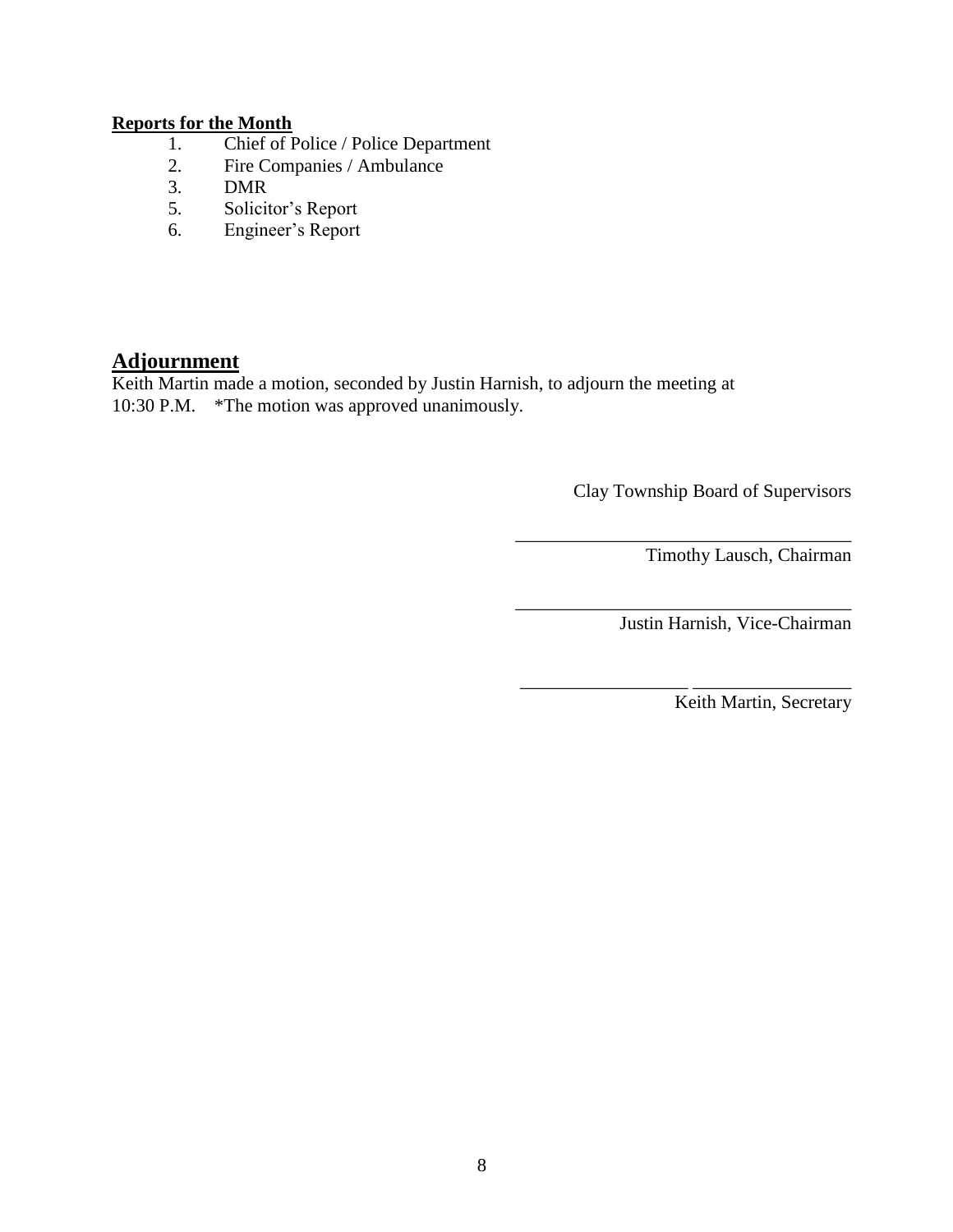**Reports for the Month**

1. Chief of Police / Police Department
2. Fire Companies / Ambulance
3. DMR
5. Solicitor's Report
6. Engineer's Report

## Adjournment

Keith Martin made a motion, seconded by Justin Harnish, to adjourn the meeting at 10:30 P.M. *The motion was approved unanimously.

Clay Township Board of Supervisors

_____________________________________
Timothy Lausch, Chairman

_____________________________________
Justin Harnish, Vice-Chairman

_________________ ________________
Keith Martin, Secretary